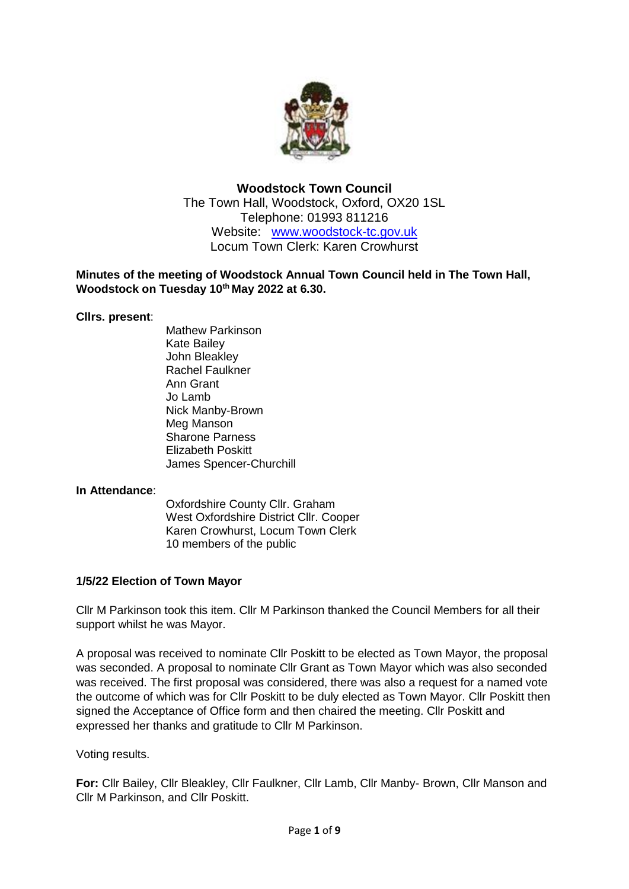# Woodstock Town Council

The Town Hall, Woodstock, Oxford, OX20 1SL
Telephone: 01993 811216
Website: [www.woodstock-tc.gov.uk](http://www.woodstock-tc.gov.uk)
Locum Town Clerk: Karen Crowhurst

**Minutes of the meeting of Woodstock Annual Town Council held in The Town Hall, Woodstock on Tuesday 10th May 2022 at 6.30.**

**Cllrs. present**:

Mathew Parkinson
Kate Bailey
John Bleakley
Rachel Faulkner
Ann Grant
Jo Lamb
Nick Manby-Brown
Meg Manson
Sharone Parness
Elizabeth Poskitt
James Spencer-Churchill

**In Attendance**:

Oxfordshire County Cllr. Graham
West Oxfordshire District Cllr. Cooper
Karen Crowhurst, Locum Town Clerk
10 members of the public

### 1/5/22 Election of Town Mayor

Cllr M Parkinson took this item. Cllr M Parkinson thanked the Council Members for all their support whilst he was Mayor.

A proposal was received to nominate Cllr Poskitt to be elected as Town Mayor, the proposal was seconded. A proposal to nominate Cllr Grant as Town Mayor which was also seconded was received. The first proposal was considered, there was also a request for a named vote the outcome of which was for Cllr Poskitt to be duly elected as Town Mayor. Cllr Poskitt then signed the Acceptance of Office form and then chaired the meeting. Cllr Poskitt and expressed her thanks and gratitude to Cllr M Parkinson.

Voting results.

**For:** Cllr Bailey, Cllr Bleakley, Cllr Faulkner, Cllr Lamb, Cllr Manby- Brown, Cllr Manson and Cllr M Parkinson, and Cllr Poskitt.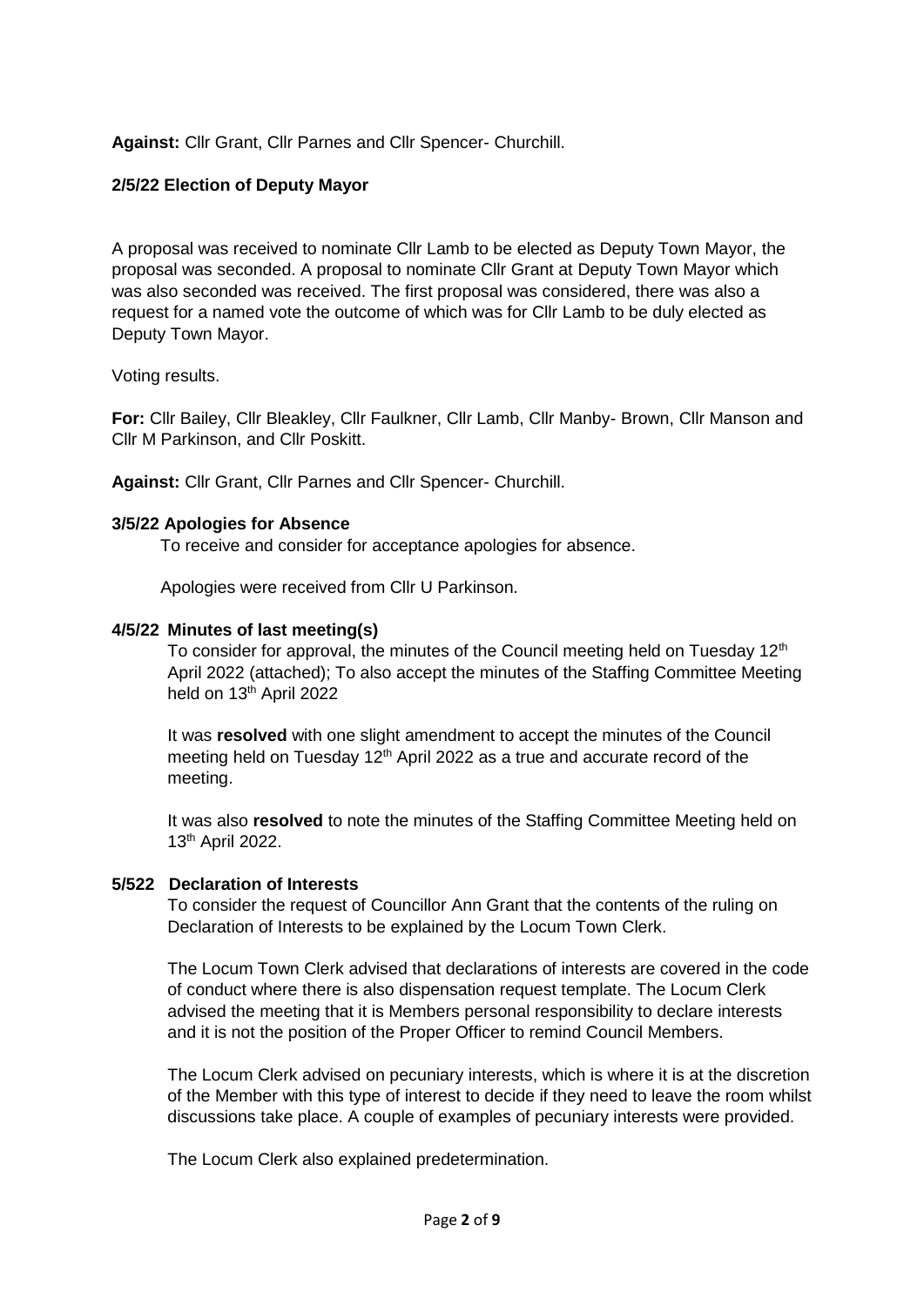**Against:** Cllr Grant, Cllr Parnes and Cllr Spencer- Churchill.

### 2/5/22 Election of Deputy Mayor

A proposal was received to nominate Cllr Lamb to be elected as Deputy Town Mayor, the proposal was seconded. A proposal to nominate Cllr Grant at Deputy Town Mayor which was also seconded was received. The first proposal was considered, there was also a request for a named vote the outcome of which was for Cllr Lamb to be duly elected as Deputy Town Mayor.

Voting results.

**For:** Cllr Bailey, Cllr Bleakley, Cllr Faulkner, Cllr Lamb, Cllr Manby- Brown, Cllr Manson and Cllr M Parkinson, and Cllr Poskitt.

**Against:** Cllr Grant, Cllr Parnes and Cllr Spencer- Churchill.

### 3/5/22 Apologies for Absence

To receive and consider for acceptance apologies for absence.

Apologies were received from Cllr U Parkinson.

### 4/5/22 Minutes of last meeting(s)

To consider for approval, the minutes of the Council meeting held on Tuesday 12th April 2022 (attached); To also accept the minutes of the Staffing Committee Meeting held on 13th April 2022

It was **resolved** with one slight amendment to accept the minutes of the Council meeting held on Tuesday 12th April 2022 as a true and accurate record of the meeting.

It was also **resolved** to note the minutes of the Staffing Committee Meeting held on 13th April 2022.

### 5/522 Declaration of Interests

To consider the request of Councillor Ann Grant that the contents of the ruling on Declaration of Interests to be explained by the Locum Town Clerk.

The Locum Town Clerk advised that declarations of interests are covered in the code of conduct where there is also dispensation request template. The Locum Clerk advised the meeting that it is Members personal responsibility to declare interests and it is not the position of the Proper Officer to remind Council Members.

The Locum Clerk advised on pecuniary interests, which is where it is at the discretion of the Member with this type of interest to decide if they need to leave the room whilst discussions take place. A couple of examples of pecuniary interests were provided.

The Locum Clerk also explained predetermination.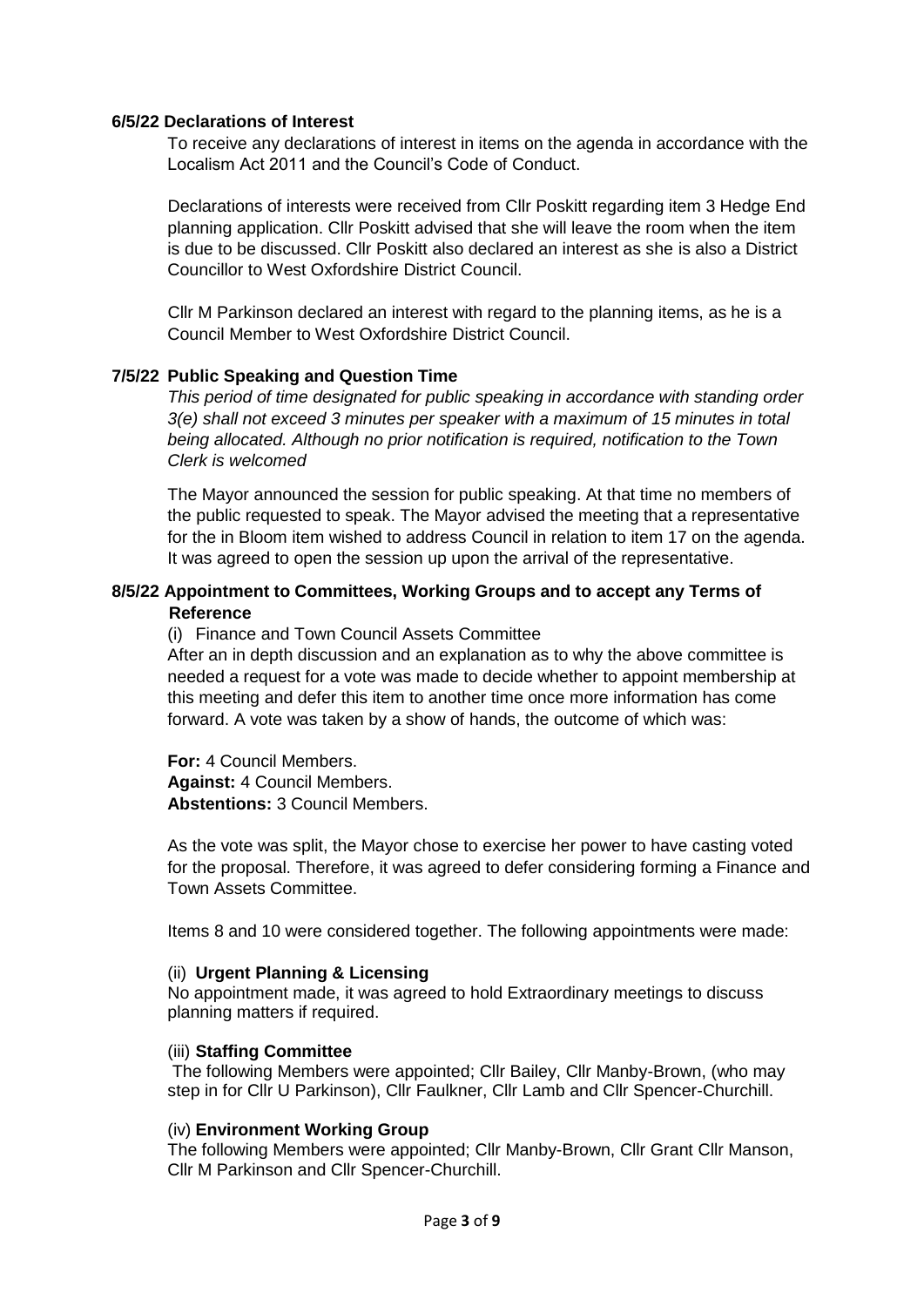**6/5/22 Declarations of Interest**

To receive any declarations of interest in items on the agenda in accordance with the Localism Act 2011 and the Council's Code of Conduct.

Declarations of interests were received from Cllr Poskitt regarding item 3 Hedge End planning application. Cllr Poskitt advised that she will leave the room when the item is due to be discussed. Cllr Poskitt also declared an interest as she is also a District Councillor to West Oxfordshire District Council.

Cllr M Parkinson declared an interest with regard to the planning items, as he is a Council Member to West Oxfordshire District Council.

**7/5/22 Public Speaking and Question Time**

*This period of time designated for public speaking in accordance with standing order 3(e) shall not exceed 3 minutes per speaker with a maximum of 15 minutes in total being allocated. Although no prior notification is required, notification to the Town Clerk is welcomed*

The Mayor announced the session for public speaking. At that time no members of the public requested to speak. The Mayor advised the meeting that a representative for the in Bloom item wished to address Council in relation to item 17 on the agenda. It was agreed to open the session up upon the arrival of the representative.

**8/5/22 Appointment to Committees, Working Groups and to accept any Terms of Reference**

(i) Finance and Town Council Assets Committee

After an in depth discussion and an explanation as to why the above committee is needed a request for a vote was made to decide whether to appoint membership at this meeting and defer this item to another time once more information has come forward. A vote was taken by a show of hands, the outcome of which was:

**For:** 4 Council Members.
**Against:** 4 Council Members.
**Abstentions:** 3 Council Members.

As the vote was split, the Mayor chose to exercise her power to have casting voted for the proposal. Therefore, it was agreed to defer considering forming a Finance and Town Assets Committee.

Items 8 and 10 were considered together. The following appointments were made:

(ii) **Urgent Planning & Licensing**

No appointment made, it was agreed to hold Extraordinary meetings to discuss planning matters if required.

(iii) **Staffing Committee**

The following Members were appointed; Cllr Bailey, Cllr Manby-Brown, (who may step in for Cllr U Parkinson), Cllr Faulkner, Cllr Lamb and Cllr Spencer-Churchill.

(iv) **Environment Working Group**

The following Members were appointed; Cllr Manby-Brown, Cllr Grant Cllr Manson, Cllr M Parkinson and Cllr Spencer-Churchill.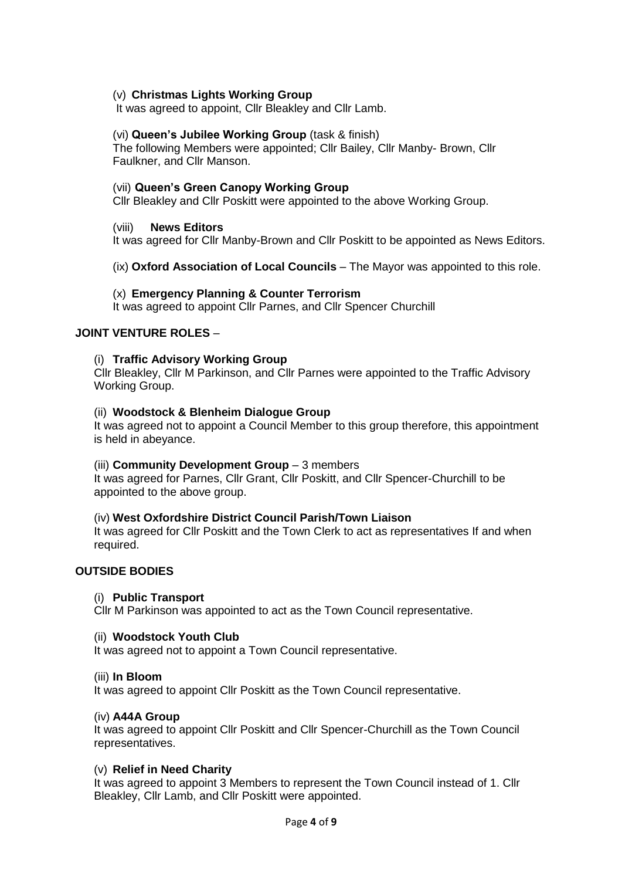(v) **Christmas Lights Working Group**
It was agreed to appoint, Cllr Bleakley and Cllr Lamb.

(vi) **Queen's Jubilee Working Group** (task & finish)
The following Members were appointed; Cllr Bailey, Cllr Manby- Brown, Cllr Faulkner, and Cllr Manson.

(vii) **Queen's Green Canopy Working Group**
Cllr Bleakley and Cllr Poskitt were appointed to the above Working Group.

(viii) **News Editors**
It was agreed for Cllr Manby-Brown and Cllr Poskitt to be appointed as News Editors.

(ix) **Oxford Association of Local Councils** – The Mayor was appointed to this role.

(x) **Emergency Planning & Counter Terrorism**
It was agreed to appoint Cllr Parnes, and Cllr Spencer Churchill

**JOINT VENTURE ROLES** –

(i) **Traffic Advisory Working Group**
Cllr Bleakley, Cllr M Parkinson, and Cllr Parnes were appointed to the Traffic Advisory Working Group.

(ii) **Woodstock & Blenheim Dialogue Group**
It was agreed not to appoint a Council Member to this group therefore, this appointment is held in abeyance.

(iii) **Community Development Group** – 3 members
It was agreed for Parnes, Cllr Grant, Cllr Poskitt, and Cllr Spencer-Churchill to be appointed to the above group.

(iv) **West Oxfordshire District Council Parish/Town Liaison**
It was agreed for Cllr Poskitt and the Town Clerk to act as representatives If and when required.

**OUTSIDE BODIES**

(i) **Public Transport**
Cllr M Parkinson was appointed to act as the Town Council representative.

(ii) **Woodstock Youth Club**
It was agreed not to appoint a Town Council representative.

(iii) **In Bloom**
It was agreed to appoint Cllr Poskitt as the Town Council representative.

(iv) **A44A Group**
It was agreed to appoint Cllr Poskitt and Cllr Spencer-Churchill as the Town Council representatives.

(v) **Relief in Need Charity**
It was agreed to appoint 3 Members to represent the Town Council instead of 1. Cllr Bleakley, Cllr Lamb, and Cllr Poskitt were appointed.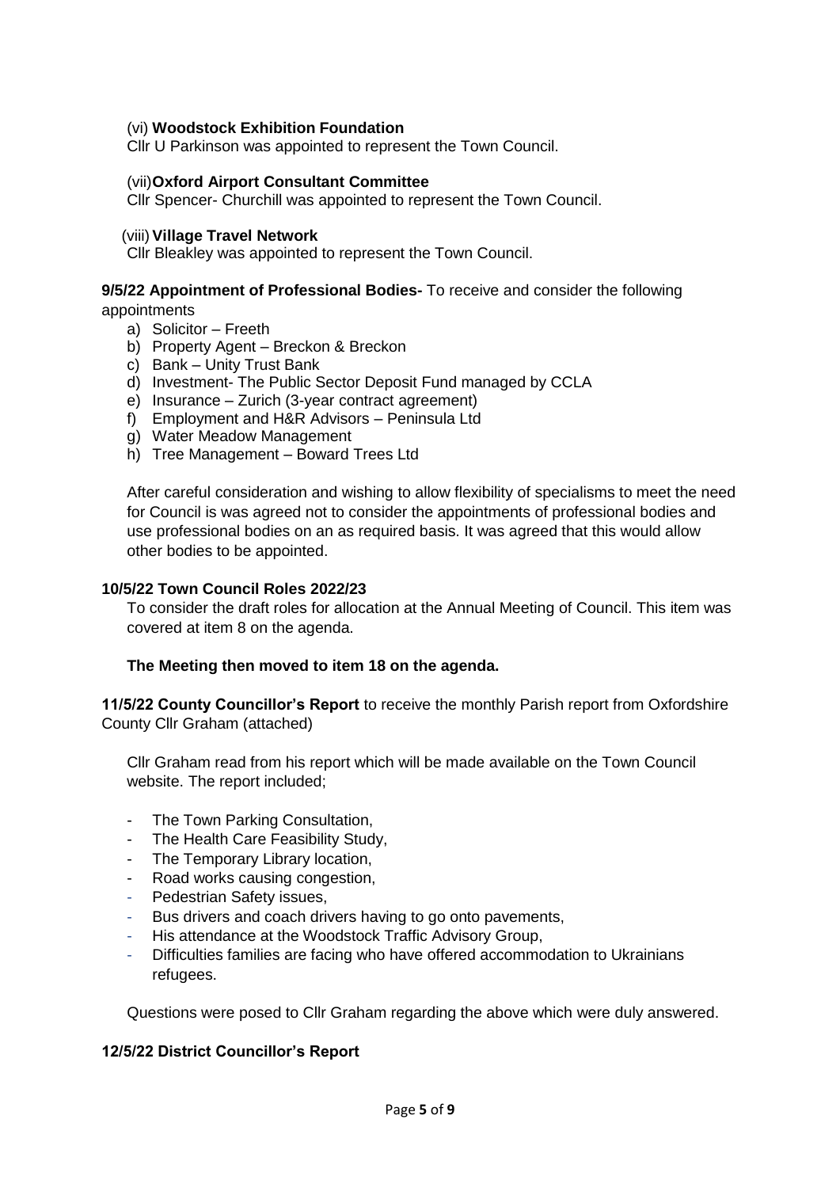(vi) **Woodstock Exhibition Foundation**
Cllr U Parkinson was appointed to represent the Town Council.

(vii) **Oxford Airport Consultant Committee**
Cllr Spencer- Churchill was appointed to represent the Town Council.

(viii) **Village Travel Network**
Cllr Bleakley was appointed to represent the Town Council.

**9/5/22 Appointment of Professional Bodies-** To receive and consider the following appointments

a) Solicitor – Freeth
b) Property Agent – Breckon & Breckon
c) Bank – Unity Trust Bank
d) Investment- The Public Sector Deposit Fund managed by CCLA
e) Insurance – Zurich (3-year contract agreement)
f) Employment and H&R Advisors – Peninsula Ltd
g) Water Meadow Management
h) Tree Management – Boward Trees Ltd

After careful consideration and wishing to allow flexibility of specialisms to meet the need for Council is was agreed not to consider the appointments of professional bodies and use professional bodies on an as required basis. It was agreed that this would allow other bodies to be appointed.

**10/5/22 Town Council Roles 2022/23**

To consider the draft roles for allocation at the Annual Meeting of Council. This item was covered at item 8 on the agenda.

**The Meeting then moved to item 18 on the agenda.**

**11/5/22 County Councillor's Report** to receive the monthly Parish report from Oxfordshire County Cllr Graham (attached)

Cllr Graham read from his report which will be made available on the Town Council website. The report included;

- The Town Parking Consultation,
- The Health Care Feasibility Study,
- The Temporary Library location,
- Road works causing congestion,
- Pedestrian Safety issues,
- Bus drivers and coach drivers having to go onto pavements,
- His attendance at the Woodstock Traffic Advisory Group,
- Difficulties families are facing who have offered accommodation to Ukrainians refugees.

Questions were posed to Cllr Graham regarding the above which were duly answered.

**12/5/22 District Councillor's Report**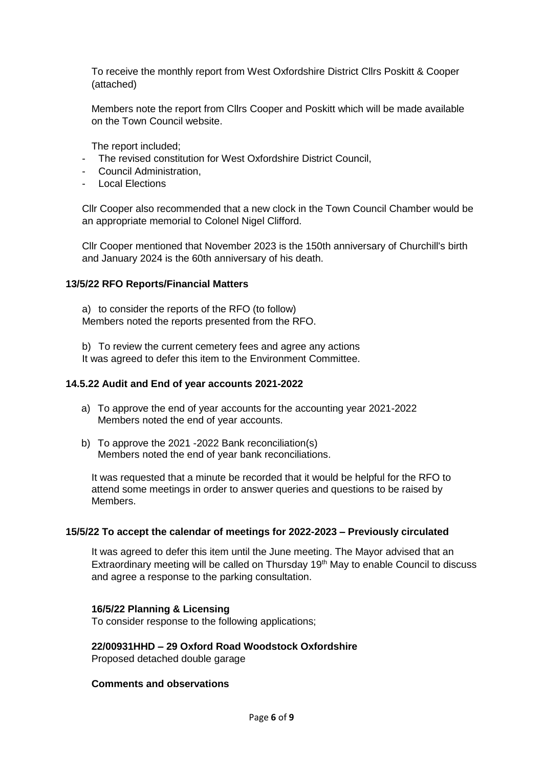To receive the monthly report from West Oxfordshire District Cllrs Poskitt & Cooper (attached)

Members note the report from Cllrs Cooper and Poskitt which will be made available on the Town Council website.

The report included;

- The revised constitution for West Oxfordshire District Council,
- Council Administration,
- Local Elections

Cllr Cooper also recommended that a new clock in the Town Council Chamber would be an appropriate memorial to Colonel Nigel Clifford.

Cllr Cooper mentioned that November 2023 is the 150th anniversary of Churchill's birth and January 2024 is the 60th anniversary of his death.

**13/5/22 RFO Reports/Financial Matters**

a) to consider the reports of the RFO (to follow)
Members noted the reports presented from the RFO.

b) To review the current cemetery fees and agree any actions
It was agreed to defer this item to the Environment Committee.

**14.5.22 Audit and End of year accounts 2021-2022**

a) To approve the end of year accounts for the accounting year 2021-2022
Members noted the end of year accounts.

b) To approve the 2021 -2022 Bank reconciliation(s)
Members noted the end of year bank reconciliations.

It was requested that a minute be recorded that it would be helpful for the RFO to attend some meetings in order to answer queries and questions to be raised by Members.

**15/5/22 To accept the calendar of meetings for 2022-2023 – Previously circulated**

It was agreed to defer this item until the June meeting. The Mayor advised that an Extraordinary meeting will be called on Thursday 19th May to enable Council to discuss and agree a response to the parking consultation.

**16/5/22 Planning & Licensing**

To consider response to the following applications;

**22/00931HHD – 29 Oxford Road Woodstock Oxfordshire**
Proposed detached double garage

**Comments and observations**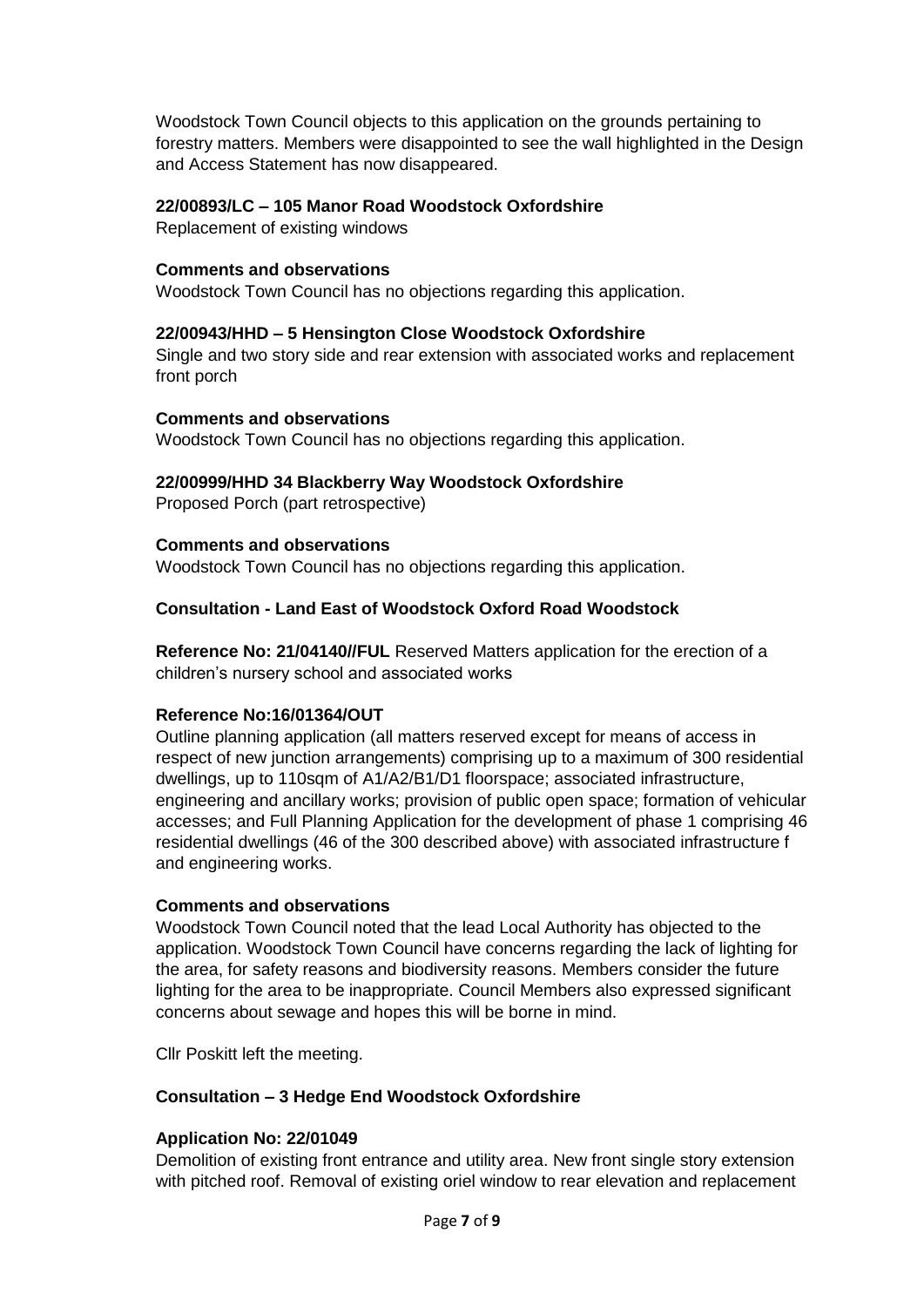Woodstock Town Council objects to this application on the grounds pertaining to forestry matters. Members were disappointed to see the wall highlighted in the Design and Access Statement has now disappeared.

**22/00893/LC – 105 Manor Road Woodstock Oxfordshire**
Replacement of existing windows

**Comments and observations**
Woodstock Town Council has no objections regarding this application.

**22/00943/HHD – 5 Hensington Close Woodstock Oxfordshire**
Single and two story side and rear extension with associated works and replacement front porch

**Comments and observations**
Woodstock Town Council has no objections regarding this application.

**22/00999/HHD 34 Blackberry Way Woodstock Oxfordshire**
Proposed Porch (part retrospective)

**Comments and observations**
Woodstock Town Council has no objections regarding this application.

**Consultation - Land East of Woodstock Oxford Road Woodstock**

**Reference No: 21/04140//FUL** Reserved Matters application for the erection of a children's nursery school and associated works

**Reference No:16/01364/OUT**
Outline planning application (all matters reserved except for means of access in respect of new junction arrangements) comprising up to a maximum of 300 residential dwellings, up to 110sqm of A1/A2/B1/D1 floorspace; associated infrastructure, engineering and ancillary works; provision of public open space; formation of vehicular accesses; and Full Planning Application for the development of phase 1 comprising 46 residential dwellings (46 of the 300 described above) with associated infrastructure f and engineering works.

**Comments and observations**
Woodstock Town Council noted that the lead Local Authority has objected to the application. Woodstock Town Council have concerns regarding the lack of lighting for the area, for safety reasons and biodiversity reasons. Members consider the future lighting for the area to be inappropriate. Council Members also expressed significant concerns about sewage and hopes this will be borne in mind.

Cllr Poskitt left the meeting.

**Consultation – 3 Hedge End Woodstock Oxfordshire**

**Application No: 22/01049**
Demolition of existing front entrance and utility area. New front single story extension with pitched roof. Removal of existing oriel window to rear elevation and replacement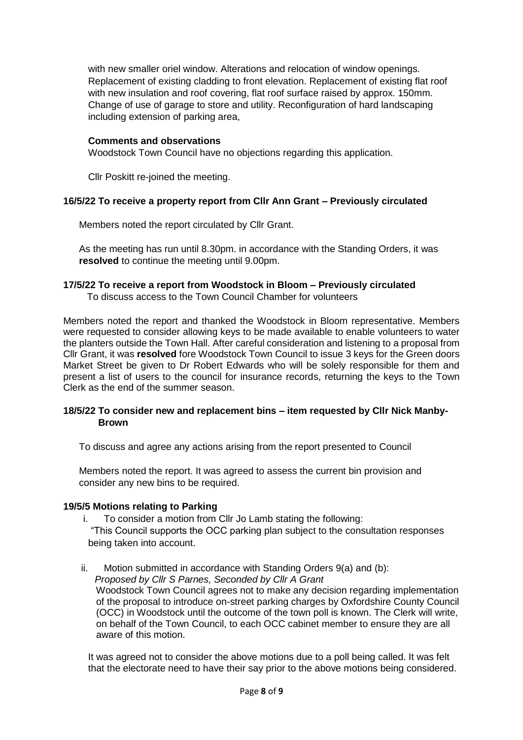with new smaller oriel window. Alterations and relocation of window openings. Replacement of existing cladding to front elevation. Replacement of existing flat roof with new insulation and roof covering, flat roof surface raised by approx. 150mm. Change of use of garage to store and utility. Reconfiguration of hard landscaping including extension of parking area,

**Comments and observations**

Woodstock Town Council have no objections regarding this application.

Cllr Poskitt re-joined the meeting.

**16/5/22 To receive a property report from Cllr Ann Grant – Previously circulated**

Members noted the report circulated by Cllr Grant.

As the meeting has run until 8.30pm. in accordance with the Standing Orders, it was **resolved** to continue the meeting until 9.00pm.

**17/5/22 To receive a report from Woodstock in Bloom – Previously circulated**

To discuss access to the Town Council Chamber for volunteers

Members noted the report and thanked the Woodstock in Bloom representative. Members were requested to consider allowing keys to be made available to enable volunteers to water the planters outside the Town Hall. After careful consideration and listening to a proposal from Cllr Grant, it was **resolved** fore Woodstock Town Council to issue 3 keys for the Green doors Market Street be given to Dr Robert Edwards who will be solely responsible for them and present a list of users to the council for insurance records, returning the keys to the Town Clerk as the end of the summer season.

**18/5/22 To consider new and replacement bins – item requested by Cllr Nick Manby-Brown**

To discuss and agree any actions arising from the report presented to Council

Members noted the report. It was agreed to assess the current bin provision and consider any new bins to be required.

**19/5/5 Motions relating to Parking**

i. To consider a motion from Cllr Jo Lamb stating the following:
"This Council supports the OCC parking plan subject to the consultation responses being taken into account.

ii. Motion submitted in accordance with Standing Orders 9(a) and (b):
*Proposed by Cllr S Parnes, Seconded by Cllr A Grant*
Woodstock Town Council agrees not to make any decision regarding implementation of the proposal to introduce on-street parking charges by Oxfordshire County Council (OCC) in Woodstock until the outcome of the town poll is known. The Clerk will write, on behalf of the Town Council, to each OCC cabinet member to ensure they are all aware of this motion.

It was agreed not to consider the above motions due to a poll being called. It was felt that the electorate need to have their say prior to the above motions being considered.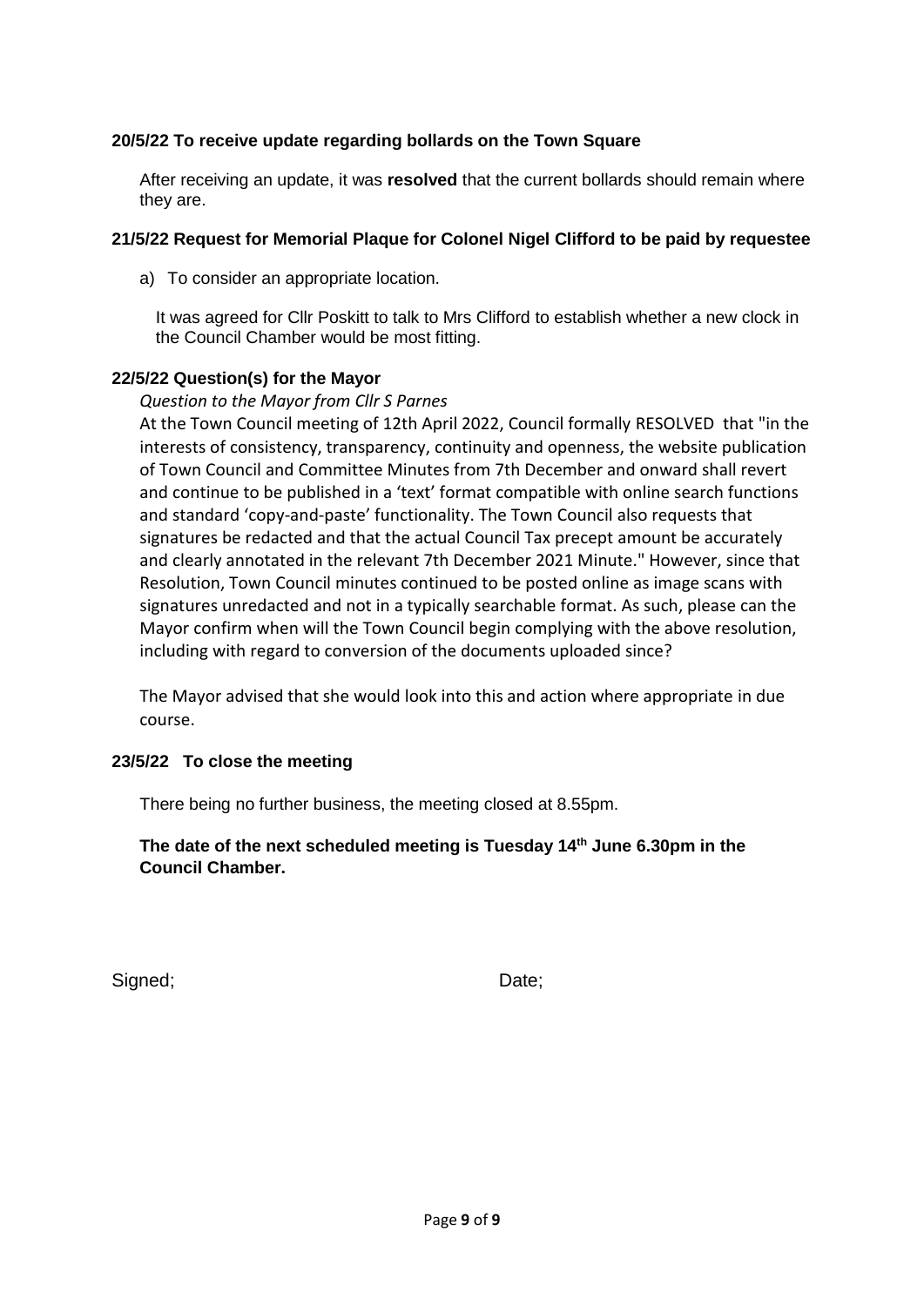**20/5/22 To receive update regarding bollards on the Town Square**

After receiving an update, it was **resolved** that the current bollards should remain where they are.

**21/5/22 Request for Memorial Plaque for Colonel Nigel Clifford to be paid by requestee**

a) To consider an appropriate location.

It was agreed for Cllr Poskitt to talk to Mrs Clifford to establish whether a new clock in the Council Chamber would be most fitting.

**22/5/22 Question(s) for the Mayor**

*Question to the Mayor from Cllr S Parnes*

At the Town Council meeting of 12th April 2022, Council formally RESOLVED that "in the interests of consistency, transparency, continuity and openness, the website publication of Town Council and Committee Minutes from 7th December and onward shall revert and continue to be published in a 'text' format compatible with online search functions and standard 'copy-and-paste' functionality. The Town Council also requests that signatures be redacted and that the actual Council Tax precept amount be accurately and clearly annotated in the relevant 7th December 2021 Minute." However, since that Resolution, Town Council minutes continued to be posted online as image scans with signatures unredacted and not in a typically searchable format. As such, please can the Mayor confirm when will the Town Council begin complying with the above resolution, including with regard to conversion of the documents uploaded since?

The Mayor advised that she would look into this and action where appropriate in due course.

**23/5/22 To close the meeting**

There being no further business, the meeting closed at 8.55pm.

**The date of the next scheduled meeting is Tuesday 14th June 6.30pm in the Council Chamber.**

Signed; Date;